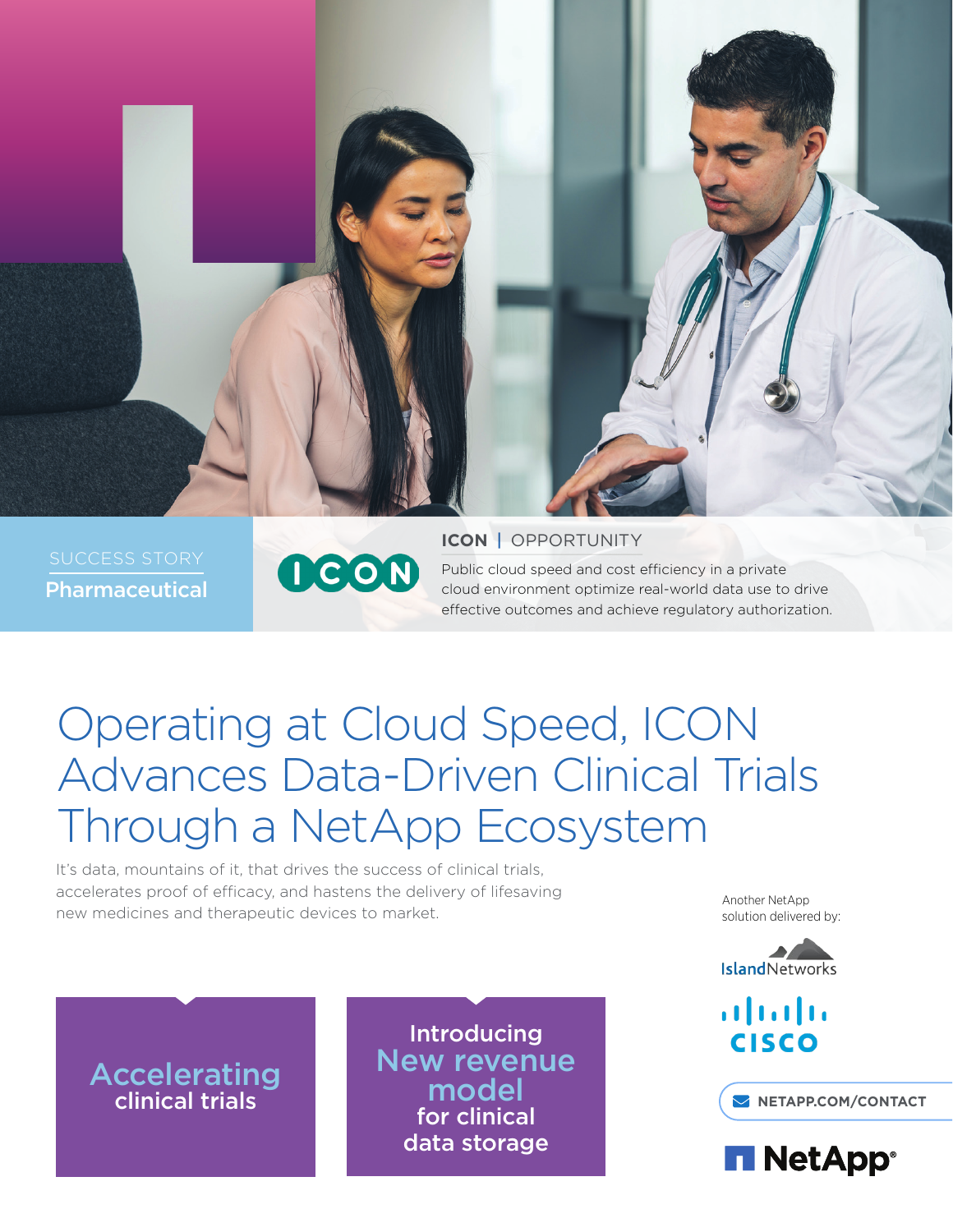SUCCESS STORY

**Pharmaceutical**

ICON

**ICON** | OPPORTUNITY

Public cloud speed and cost efficiency in a private cloud environment optimize real-world data use to drive effective outcomes and achieve regulatory authorization.

# Operating at Cloud Speed, ICON Advances Data-Driven Clinical Trials Through a NetApp Ecosystem

It's data, mountains of it, that drives the success of clinical trials, accelerates proof of efficacy, and hastens the delivery of lifesaving new medicines and therapeutic devices to market.

**Accelerating** clinical trials

Introducing **New revenue model** for clinical data storage

Another NetApp solution delivered by:

IslandNetworks

CISCO

NETAPP.COM/CONTACT

NetApp®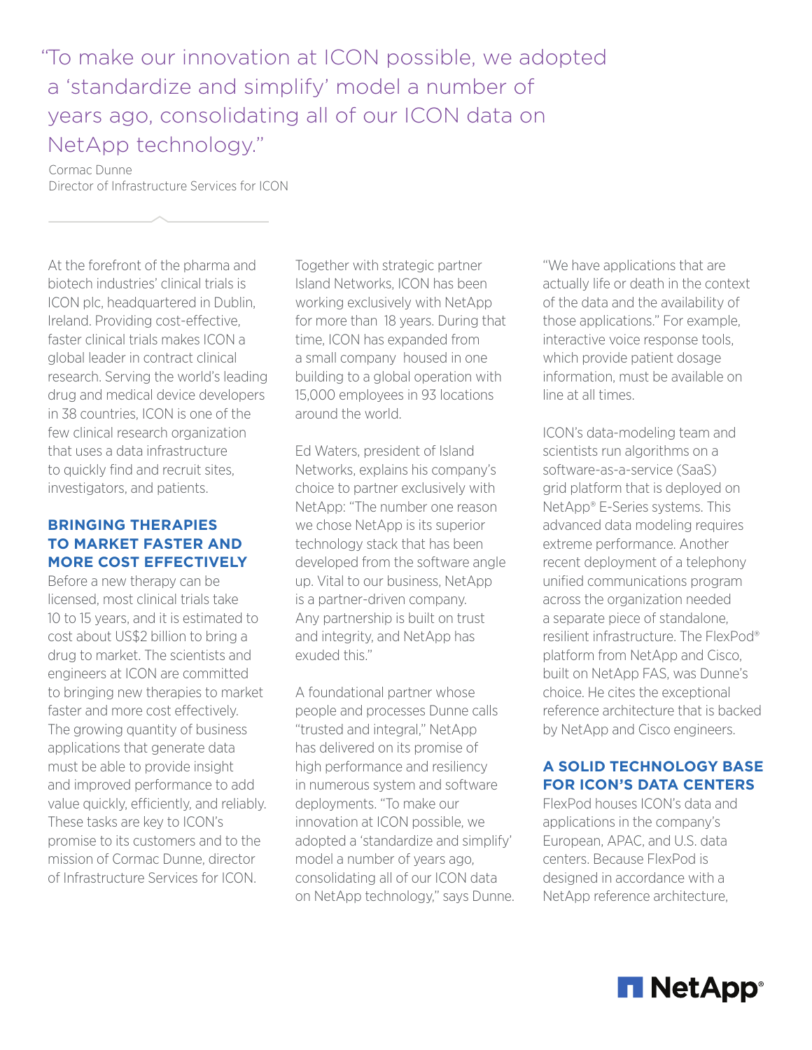> "To make our innovation at ICON possible, we adopted a 'standardize and simplify' model a number of years ago, consolidating all of our ICON data on NetApp technology."
>
> Cormac Dunne
> Director of Infrastructure Services for ICON

At the forefront of the pharma and biotech industries' clinical trials is ICON plc, headquartered in Dublin, Ireland. Providing cost-effective, faster clinical trials makes ICON a global leader in contract clinical research. Serving the world's leading drug and medical device developers in 38 countries, ICON is one of the few clinical research organization that uses a data infrastructure to quickly find and recruit sites, investigators, and patients.

## BRINGING THERAPIES TO MARKET FASTER AND MORE COST EFFECTIVELY

Before a new therapy can be licensed, most clinical trials take 10 to 15 years, and it is estimated to cost about US$2 billion to bring a drug to market. The scientists and engineers at ICON are committed to bringing new therapies to market faster and more cost effectively. The growing quantity of business applications that generate data must be able to provide insight and improved performance to add value quickly, efficiently, and reliably. These tasks are key to ICON's promise to its customers and to the mission of Cormac Dunne, director of Infrastructure Services for ICON.

Together with strategic partner Island Networks, ICON has been working exclusively with NetApp for more than 18 years. During that time, ICON has expanded from a small company housed in one building to a global operation with 15,000 employees in 93 locations around the world.

Ed Waters, president of Island Networks, explains his company's choice to partner exclusively with NetApp: "The number one reason we chose NetApp is its superior technology stack that has been developed from the software angle up. Vital to our business, NetApp is a partner-driven company. Any partnership is built on trust and integrity, and NetApp has exuded this."

A foundational partner whose people and processes Dunne calls "trusted and integral," NetApp has delivered on its promise of high performance and resiliency in numerous system and software deployments. "To make our innovation at ICON possible, we adopted a 'standardize and simplify' model a number of years ago, consolidating all of our ICON data on NetApp technology," says Dunne. "We have applications that are actually life or death in the context of the data and the availability of those applications." For example, interactive voice response tools, which provide patient dosage information, must be available on line at all times.

ICON's data-modeling team and scientists run algorithms on a software-as-a-service (SaaS) grid platform that is deployed on NetApp® E-Series systems. This advanced data modeling requires extreme performance. Another recent deployment of a telephony unified communications program across the organization needed a separate piece of standalone, resilient infrastructure. The FlexPod® platform from NetApp and Cisco, built on NetApp FAS, was Dunne's choice. He cites the exceptional reference architecture that is backed by NetApp and Cisco engineers.

## A SOLID TECHNOLOGY BASE FOR ICON'S DATA CENTERS

FlexPod houses ICON's data and applications in the company's European, APAC, and U.S. data centers. Because FlexPod is designed in accordance with a NetApp reference architecture,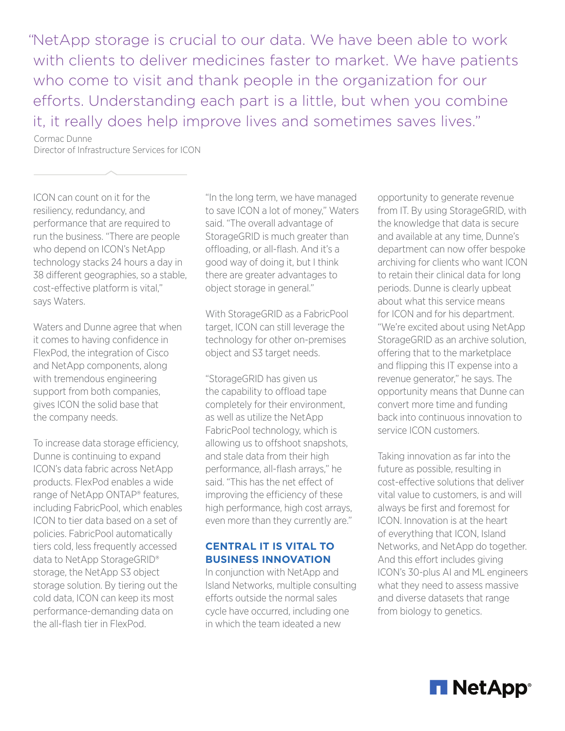> "NetApp storage is crucial to our data. We have been able to work with clients to deliver medicines faster to market. We have patients who come to visit and thank people in the organization for our efforts. Understanding each part is a little, but when you combine it, it really does help improve lives and sometimes saves lives."
>
> Cormac Dunne
> Director of Infrastructure Services for ICON

ICON can count on it for the resiliency, redundancy, and performance that are required to run the business. "There are people who depend on ICON's NetApp technology stacks 24 hours a day in 38 different geographies, so a stable, cost-effective platform is vital," says Waters.

Waters and Dunne agree that when it comes to having confidence in FlexPod, the integration of Cisco and NetApp components, along with tremendous engineering support from both companies, gives ICON the solid base that the company needs.

To increase data storage efficiency, Dunne is continuing to expand ICON's data fabric across NetApp products. FlexPod enables a wide range of NetApp ONTAP® features, including FabricPool, which enables ICON to tier data based on a set of policies. FabricPool automatically tiers cold, less frequently accessed data to NetApp StorageGRID® storage, the NetApp S3 object storage solution. By tiering out the cold data, ICON can keep its most performance-demanding data on the all-flash tier in FlexPod.

"In the long term, we have managed to save ICON a lot of money," Waters said. "The overall advantage of StorageGRID is much greater than offloading, or all-flash. And it's a good way of doing it, but I think there are greater advantages to object storage in general."

With StorageGRID as a FabricPool target, ICON can still leverage the technology for other on-premises object and S3 target needs.

"StorageGRID has given us the capability to offload tape completely for their environment, as well as utilize the NetApp FabricPool technology, which is allowing us to offshoot snapshots, and stale data from their high performance, all-flash arrays," he said. "This has the net effect of improving the efficiency of these high performance, high cost arrays, even more than they currently are."

## CENTRAL IT IS VITAL TO BUSINESS INNOVATION

In conjunction with NetApp and Island Networks, multiple consulting efforts outside the normal sales cycle have occurred, including one in which the team ideated a new opportunity to generate revenue from IT. By using StorageGRID, with the knowledge that data is secure and available at any time, Dunne's department can now offer bespoke archiving for clients who want ICON to retain their clinical data for long periods. Dunne is clearly upbeat about what this service means for ICON and for his department. "We're excited about using NetApp StorageGRID as an archive solution, offering that to the marketplace and flipping this IT expense into a revenue generator," he says. The opportunity means that Dunne can convert more time and funding back into continuous innovation to service ICON customers.

Taking innovation as far into the future as possible, resulting in cost-effective solutions that deliver vital value to customers, is and will always be first and foremost for ICON. Innovation is at the heart of everything that ICON, Island Networks, and NetApp do together. And this effort includes giving ICON's 30-plus AI and ML engineers what they need to assess massive and diverse datasets that range from biology to genetics.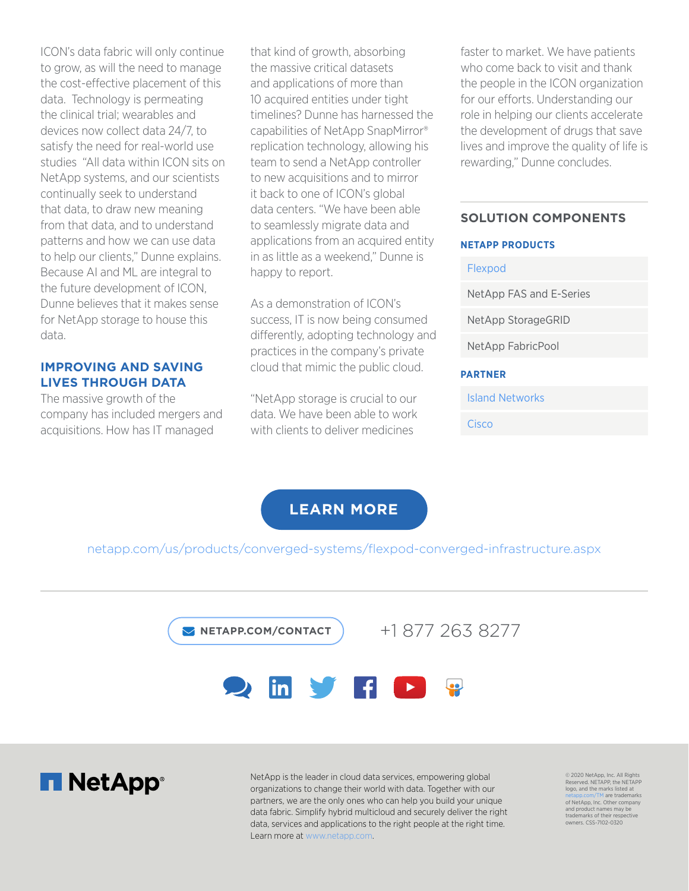ICON's data fabric will only continue to grow, as will the need to manage the cost-effective placement of this data. Technology is permeating the clinical trial; wearables and devices now collect data 24/7, to satisfy the need for real-world use studies "All data within ICON sits on NetApp systems, and our scientists continually seek to understand that data, to draw new meaning from that data, and to understand patterns and how we can use data to help our clients," Dunne explains. Because AI and ML are integral to the future development of ICON, Dunne believes that it makes sense for NetApp storage to house this data.

## IMPROVING AND SAVING LIVES THROUGH DATA

The massive growth of the company has included mergers and acquisitions. How has IT managed that kind of growth, absorbing the massive critical datasets and applications of more than 10 acquired entities under tight timelines? Dunne has harnessed the capabilities of NetApp SnapMirror® replication technology, allowing his team to send a NetApp controller to new acquisitions and to mirror it back to one of ICON's global data centers. "We have been able to seamlessly migrate data and applications from an acquired entity in as little as a weekend," Dunne is happy to report.

As a demonstration of ICON's success, IT is now being consumed differently, adopting technology and practices in the company's private cloud that mimic the public cloud.

"NetApp storage is crucial to our data. We have been able to work with clients to deliver medicines faster to market. We have patients who come back to visit and thank the people in the ICON organization for our efforts. Understanding our role in helping our clients accelerate the development of drugs that save lives and improve the quality of life is rewarding," Dunne concludes.

## SOLUTION COMPONENTS

### NETAPP PRODUCTS

- Flexpod
- NetApp FAS and E-Series
- NetApp StorageGRID
- NetApp FabricPool

### PARTNER

- Island Networks
- Cisco

**LEARN MORE**

netapp.com/us/products/converged-systems/flexpod-converged-infrastructure.aspx

NETAPP.COM/CONTACT +1 877 263 8277

NetApp is the leader in cloud data services, empowering global organizations to change their world with data. Together with our partners, we are the only ones who can help you build your unique data fabric. Simplify hybrid multicloud and securely deliver the right data, services and applications to the right people at the right time. Learn more at www.netapp.com.

© 2020 NetApp, Inc. All Rights Reserved. NETAPP, the NETAPP logo, and the marks listed at netapp.com/TM are trademarks of NetApp, Inc. Other company and product names may be trademarks of their respective owners. CSS-7102-0320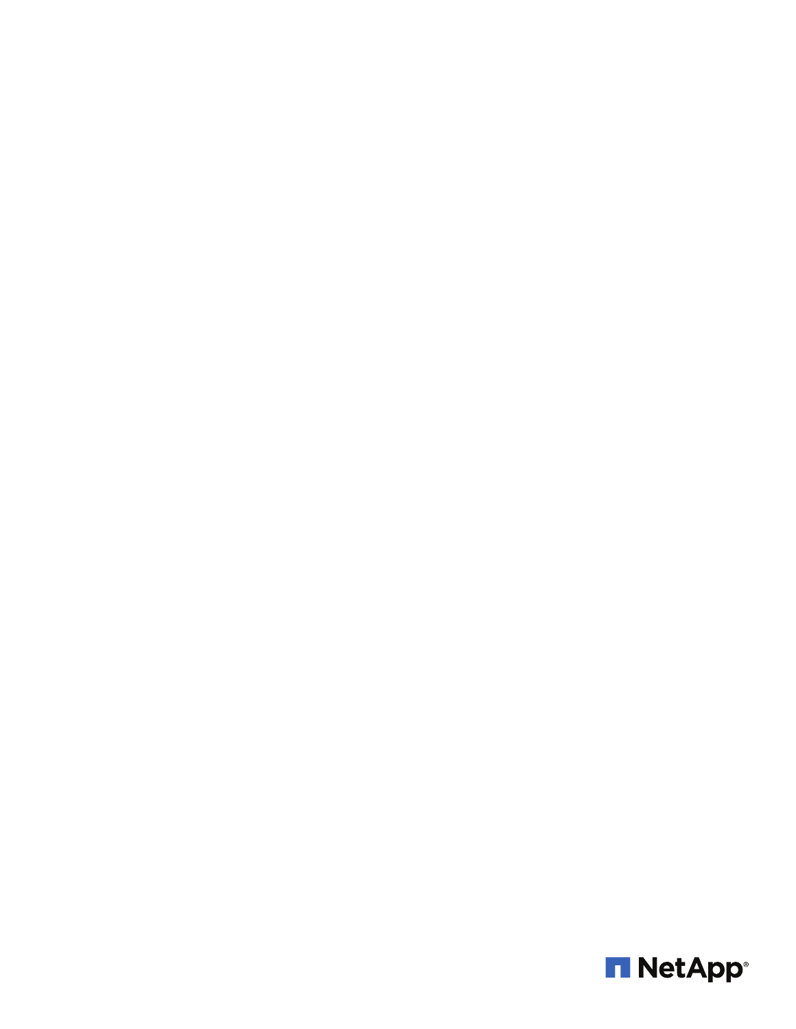NetApp®